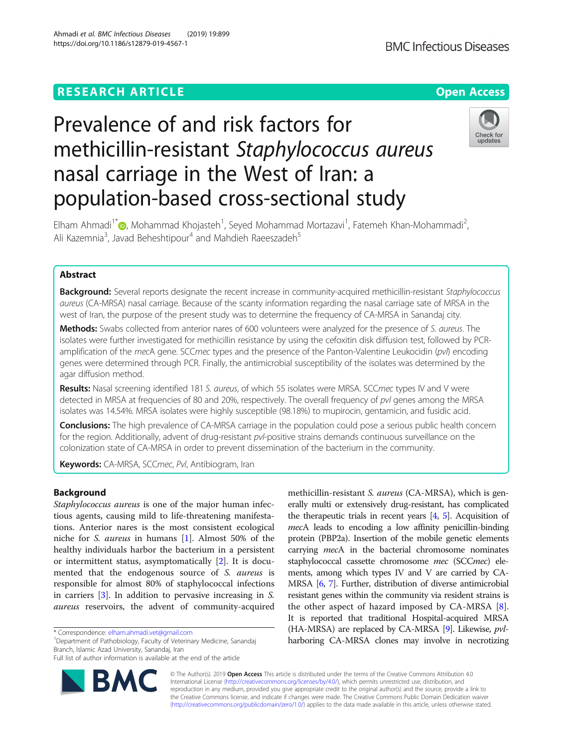RESEARCH ARTICLE

Open Access

# Prevalence of and risk factors for methicillin-resistant *Staphylococcus aureus* nasal carriage in the West of Iran: a population-based cross-sectional study

Elham Ahmadi[1*], Mohammad Khojasteh[1], Seyed Mohammad Mortazavi[1], Fatemeh Khan-Mohammadi[2], Ali Kazemnia[3], Javad Beheshtipour[4] and Mahdieh Raeeszadeh[5]

## Abstract

**Background:** Several reports designate the recent increase in community-acquired methicillin-resistant *Staphylococcus aureus* (CA-MRSA) nasal carriage. Because of the scanty information regarding the nasal carriage sate of MRSA in the west of Iran, the purpose of the present study was to determine the frequency of CA-MRSA in Sanandaj city.

**Methods:** Swabs collected from anterior nares of 600 volunteers were analyzed for the presence of *S. aureus*. The isolates were further investigated for methicillin resistance by using the cefoxitin disk diffusion test, followed by PCR-amplification of the *mec*A gene. SCC*mec* types and the presence of the Panton-Valentine Leukocidin (*pvl*) encoding genes were determined through PCR. Finally, the antimicrobial susceptibility of the isolates was determined by the agar diffusion method.

**Results:** Nasal screening identified 181 *S. aureus*, of which 55 isolates were MRSA. SCC*mec* types IV and V were detected in MRSA at frequencies of 80 and 20%, respectively. The overall frequency of *pvl* genes among the MRSA isolates was 14.54%. MRSA isolates were highly susceptible (98.18%) to mupirocin, gentamicin, and fusidic acid.

**Conclusions:** The high prevalence of CA-MRSA carriage in the population could pose a serious public health concern for the region. Additionally, advent of drug-resistant *pvl*-positive strains demands continuous surveillance on the colonization state of CA-MRSA in order to prevent dissemination of the bacterium in the community.

**Keywords:** CA-MRSA, SCC*mec*, *Pvl*, Antibiogram, Iran

## Background

*Staphylococcus aureus* is one of the major human infectious agents, causing mild to life-threatening manifestations. Anterior nares is the most consistent ecological niche for *S. aureus* in humans [1]. Almost 50% of the healthy individuals harbor the bacterium in a persistent or intermittent status, asymptomatically [2]. It is documented that the endogenous source of *S. aureus* is responsible for almost 80% of staphylococcal infections in carriers [3]. In addition to pervasive increasing in *S. aureus* reservoirs, the advent of community-acquired methicillin-resistant *S. aureus* (CA-MRSA), which is generally multi or extensively drug-resistant, has complicated the therapeutic trials in recent years [4, 5]. Acquisition of *mec*A leads to encoding a low affinity penicillin-binding protein (PBP2a). Insertion of the mobile genetic elements carrying *mec*A in the bacterial chromosome nominates staphylococcal cassette chromosome *mec* (SCC*mec*) elements, among which types IV and V are carried by CA-MRSA [6, 7]. Further, distribution of diverse antimicrobial resistant genes within the community via resident strains is the other aspect of hazard imposed by CA-MRSA [8]. It is reported that traditional Hospital-acquired MRSA (HA-MRSA) are replaced by CA-MRSA [9]. Likewise, *pvl*-harboring CA-MRSA clones may involve in necrotizing

\* Correspondence: elham.ahmadi.vet@gmail.com

[1]Department of Pathobiology, Faculty of Veterinary Medicine, Sanandaj Branch, Islamic Azad University, Sanandaj, Iran

Full list of author information is available at the end of the article

© The Author(s). 2019 **Open Access** This article is distributed under the terms of the Creative Commons Attribution 4.0 International License (http://creativecommons.org/licenses/by/4.0/), which permits unrestricted use, distribution, and reproduction in any medium, provided you give appropriate credit to the original author(s) and the source, provide a link to the Creative Commons license, and indicate if changes were made. The Creative Commons Public Domain Dedication waiver (http://creativecommons.org/publicdomain/zero/1.0/) applies to the data made available in this article, unless otherwise stated.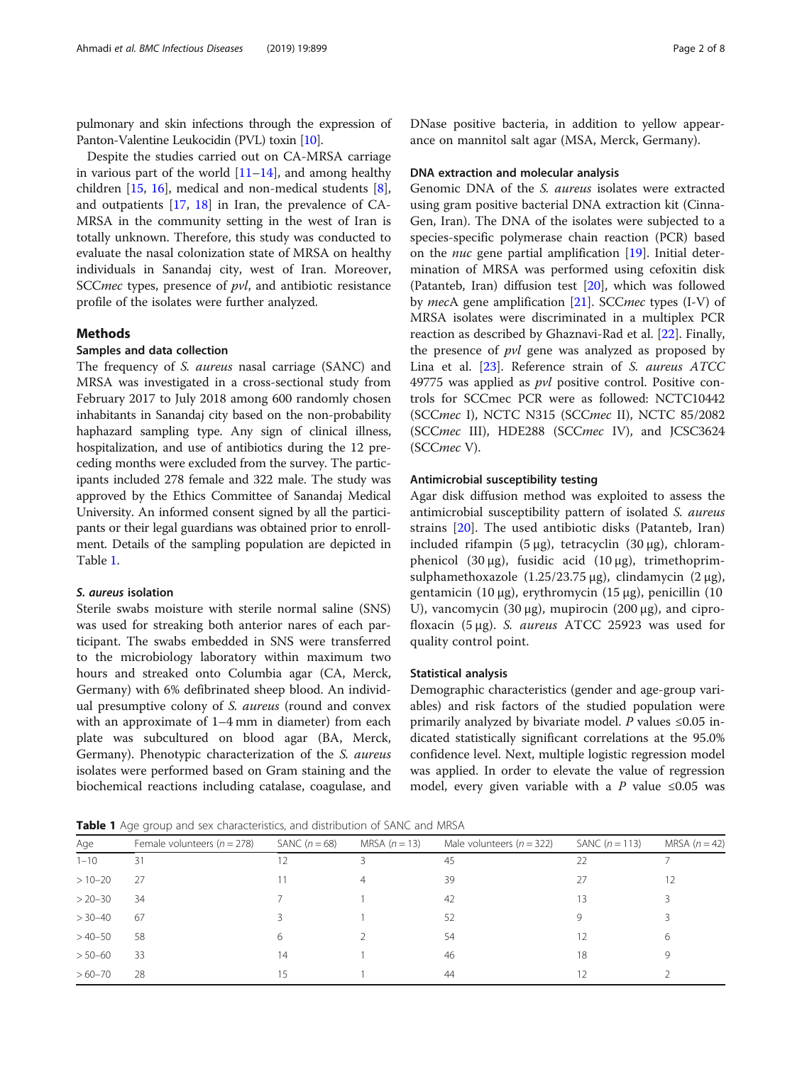pulmonary and skin infections through the expression of Panton-Valentine Leukocidin (PVL) toxin [10].

Despite the studies carried out on CA-MRSA carriage in various part of the world [11–14], and among healthy children [15, 16], medical and non-medical students [8], and outpatients [17, 18] in Iran, the prevalence of CA-MRSA in the community setting in the west of Iran is totally unknown. Therefore, this study was conducted to evaluate the nasal colonization state of MRSA on healthy individuals in Sanandaj city, west of Iran. Moreover, SCC*mec* types, presence of *pvl*, and antibiotic resistance profile of the isolates were further analyzed.

## Methods

### Samples and data collection

The frequency of *S. aureus* nasal carriage (SANC) and MRSA was investigated in a cross-sectional study from February 2017 to July 2018 among 600 randomly chosen inhabitants in Sanandaj city based on the non-probability haphazard sampling type. Any sign of clinical illness, hospitalization, and use of antibiotics during the 12 preceding months were excluded from the survey. The participants included 278 female and 322 male. The study was approved by the Ethics Committee of Sanandaj Medical University. An informed consent signed by all the participants or their legal guardians was obtained prior to enrollment. Details of the sampling population are depicted in Table 1.

### *S. aureus* isolation

Sterile swabs moisture with sterile normal saline (SNS) was used for streaking both anterior nares of each participant. The swabs embedded in SNS were transferred to the microbiology laboratory within maximum two hours and streaked onto Columbia agar (CA, Merck, Germany) with 6% defibrinated sheep blood. An individual presumptive colony of *S. aureus* (round and convex with an approximate of 1–4 mm in diameter) from each plate was subcultured on blood agar (BA, Merck, Germany). Phenotypic characterization of the *S. aureus* isolates were performed based on Gram staining and the biochemical reactions including catalase, coagulase, and DNase positive bacteria, in addition to yellow appearance on mannitol salt agar (MSA, Merck, Germany).

### DNA extraction and molecular analysis

Genomic DNA of the *S. aureus* isolates were extracted using gram positive bacterial DNA extraction kit (Cinna-Gen, Iran). The DNA of the isolates were subjected to a species-specific polymerase chain reaction (PCR) based on the *nuc* gene partial amplification [19]. Initial determination of MRSA was performed using cefoxitin disk (Patanteb, Iran) diffusion test [20], which was followed by *mecA* gene amplification [21]. SCC*mec* types (I-V) of MRSA isolates were discriminated in a multiplex PCR reaction as described by Ghaznavi-Rad et al. [22]. Finally, the presence of *pvl* gene was analyzed as proposed by Lina et al. [23]. Reference strain of *S. aureus ATCC* 49775 was applied as *pvl* positive control. Positive controls for SCCmec PCR were as followed: NCTC10442 (SCC*mec* I), NCTC N315 (SCC*mec* II), NCTC 85/2082 (SCC*mec* III), HDE288 (SCC*mec* IV), and JCSC3624 (SCC*mec* V).

### Antimicrobial susceptibility testing

Agar disk diffusion method was exploited to assess the antimicrobial susceptibility pattern of isolated *S. aureus* strains [20]. The used antibiotic disks (Patanteb, Iran) included rifampin (5 μg), tetracyclin (30 μg), chloramphenicol (30 μg), fusidic acid (10 μg), trimethoprim-sulphamethoxazole (1.25/23.75 μg), clindamycin (2 μg), gentamicin (10 μg), erythromycin (15 μg), penicillin (10 U), vancomycin (30 μg), mupirocin (200 μg), and ciprofloxacin (5 μg). *S. aureus* ATCC 25923 was used for quality control point.

### Statistical analysis

Demographic characteristics (gender and age-group variables) and risk factors of the studied population were primarily analyzed by bivariate model. *P* values ≤0.05 indicated statistically significant correlations at the 95.0% confidence level. Next, multiple logistic regression model was applied. In order to elevate the value of regression model, every given variable with a *P* value ≤0.05 was

**Table 1** Age group and sex characteristics, and distribution of SANC and MRSA

| Age | Female volunteers ($n = 278$) | SANC ($n = 68$) | MRSA ($n = 13$) | Male volunteers ($n = 322$) | SANC ($n = 113$) | MRSA ($n = 42$) |
|---|---|---|---|---|---|---|
| 1–10 | 31 | 12 | 3 | 45 | 22 | 7 |
| > 10–20 | 27 | 11 | 4 | 39 | 27 | 12 |
| > 20–30 | 34 | 7 | 1 | 42 | 13 | 3 |
| > 30–40 | 67 | 3 | 1 | 52 | 9 | 3 |
| > 40–50 | 58 | 6 | 2 | 54 | 12 | 6 |
| > 50–60 | 33 | 14 | 1 | 46 | 18 | 9 |
| > 60–70 | 28 | 15 | 1 | 44 | 12 | 2 |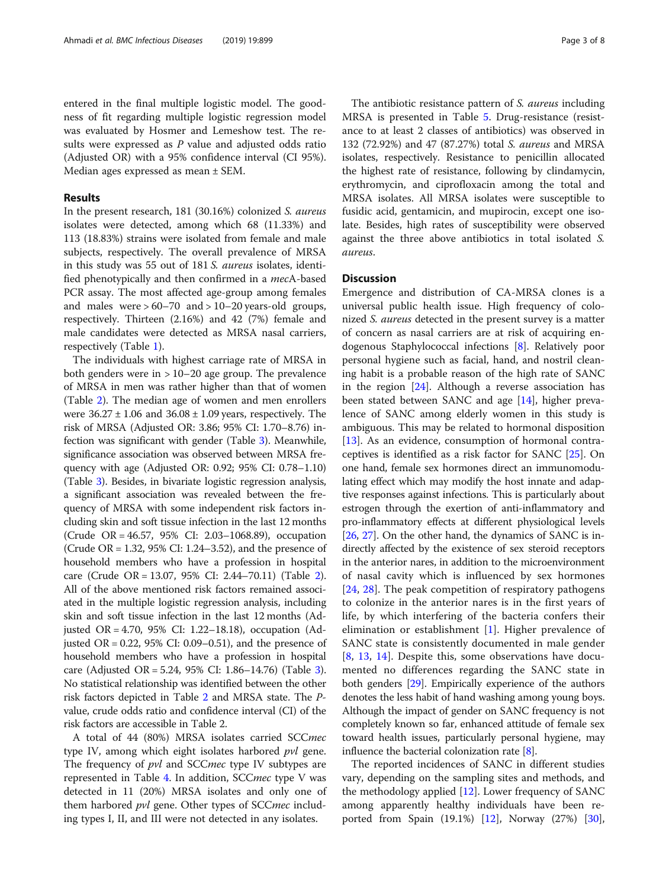entered in the final multiple logistic model. The goodness of fit regarding multiple logistic regression model was evaluated by Hosmer and Lemeshow test. The results were expressed as *P* value and adjusted odds ratio (Adjusted OR) with a 95% confidence interval (CI 95%). Median ages expressed as mean ± SEM.

## Results

In the present research, 181 (30.16%) colonized *S. aureus* isolates were detected, among which 68 (11.33%) and 113 (18.83%) strains were isolated from female and male subjects, respectively. The overall prevalence of MRSA in this study was 55 out of 181 *S. aureus* isolates, identified phenotypically and then confirmed in a *mec*A-based PCR assay. The most affected age-group among females and males were > 60–70 and > 10–20 years-old groups, respectively. Thirteen (2.16%) and 42 (7%) female and male candidates were detected as MRSA nasal carriers, respectively (Table 1).

The individuals with highest carriage rate of MRSA in both genders were in > 10–20 age group. The prevalence of MRSA in men was rather higher than that of women (Table 2). The median age of women and men enrollers were 36.27 ± 1.06 and 36.08 ± 1.09 years, respectively. The risk of MRSA (Adjusted OR: 3.86; 95% CI: 1.70–8.76) infection was significant with gender (Table 3). Meanwhile, significance association was observed between MRSA frequency with age (Adjusted OR: 0.92; 95% CI: 0.78–1.10) (Table 3). Besides, in bivariate logistic regression analysis, a significant association was revealed between the frequency of MRSA with some independent risk factors including skin and soft tissue infection in the last 12 months (Crude OR = 46.57, 95% CI: 2.03–1068.89), occupation (Crude OR = 1.32, 95% CI: 1.24–3.52), and the presence of household members who have a profession in hospital care (Crude OR = 13.07, 95% CI: 2.44–70.11) (Table 2). All of the above mentioned risk factors remained associated in the multiple logistic regression analysis, including skin and soft tissue infection in the last 12 months (Adjusted OR = 4.70, 95% CI: 1.22–18.18), occupation (Adjusted OR = 0.22, 95% CI: 0.09–0.51), and the presence of household members who have a profession in hospital care (Adjusted OR = 5.24, 95% CI: 1.86–14.76) (Table 3). No statistical relationship was identified between the other risk factors depicted in Table 2 and MRSA state. The *P*-value, crude odds ratio and confidence interval (CI) of the risk factors are accessible in Table 2.

A total of 44 (80%) MRSA isolates carried SCC*mec* type IV, among which eight isolates harbored *pvl* gene. The frequency of *pvl* and SCC*mec* type IV subtypes are represented in Table 4. In addition, SCC*mec* type V was detected in 11 (20%) MRSA isolates and only one of them harbored *pvl* gene. Other types of SCC*mec* including types I, II, and III were not detected in any isolates.

The antibiotic resistance pattern of *S. aureus* including MRSA is presented in Table 5. Drug-resistance (resistance to at least 2 classes of antibiotics) was observed in 132 (72.92%) and 47 (87.27%) total *S. aureus* and MRSA isolates, respectively. Resistance to penicillin allocated the highest rate of resistance, following by clindamycin, erythromycin, and ciprofloxacin among the total and MRSA isolates. All MRSA isolates were susceptible to fusidic acid, gentamicin, and mupirocin, except one isolate. Besides, high rates of susceptibility were observed against the three above antibiotics in total isolated *S. aureus*.

## Discussion

Emergence and distribution of CA-MRSA clones is a universal public health issue. High frequency of colonized *S. aureus* detected in the present survey is a matter of concern as nasal carriers are at risk of acquiring endogenous Staphylococcal infections [8]. Relatively poor personal hygiene such as facial, hand, and nostril cleaning habit is a probable reason of the high rate of SANC in the region [24]. Although a reverse association has been stated between SANC and age [14], higher prevalence of SANC among elderly women in this study is ambiguous. This may be related to hormonal disposition [13]. As an evidence, consumption of hormonal contraceptives is identified as a risk factor for SANC [25]. On one hand, female sex hormones direct an immunomodulating effect which may modify the host innate and adaptive responses against infections. This is particularly about estrogen through the exertion of anti-inflammatory and pro-inflammatory effects at different physiological levels [26, 27]. On the other hand, the dynamics of SANC is indirectly affected by the existence of sex steroid receptors in the anterior nares, in addition to the microenvironment of nasal cavity which is influenced by sex hormones [24, 28]. The peak competition of respiratory pathogens to colonize in the anterior nares is in the first years of life, by which interfering of the bacteria confers their elimination or establishment [1]. Higher prevalence of SANC state is consistently documented in male gender [8, 13, 14]. Despite this, some observations have documented no differences regarding the SANC state in both genders [29]. Empirically experience of the authors denotes the less habit of hand washing among young boys. Although the impact of gender on SANC frequency is not completely known so far, enhanced attitude of female sex toward health issues, particularly personal hygiene, may influence the bacterial colonization rate [8].

The reported incidences of SANC in different studies vary, depending on the sampling sites and methods, and the methodology applied [12]. Lower frequency of SANC among apparently healthy individuals have been reported from Spain (19.1%) [12], Norway (27%) [30],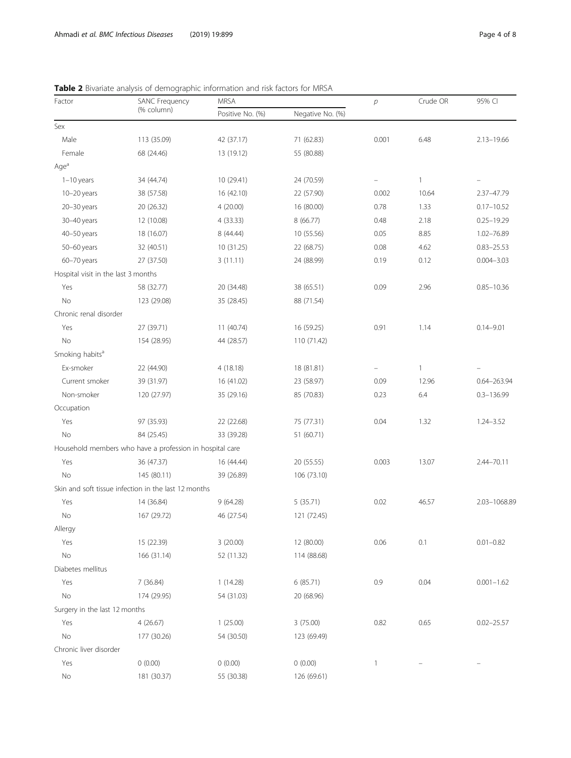**Table 2** Bivariate analysis of demographic information and risk factors for MRSA

| Factor | SANC Frequency (% column) | MRSA | | $p$ | Crude OR | 95% CI |
|---|---|---|---|---|---|---|
| | | Positive No. (%) | Negative No. (%) | | | |
| Sex | | | | | | |
| Male | 113 (35.09) | 42 (37.17) | 71 (62.83) | 0.001 | 6.48 | 2.13–19.66 |
| Female | 68 (24.46) | 13 (19.12) | 55 (80.88) | | | |
| Age[a] | | | | | | |
| 1–10 years | 34 (44.74) | 10 (29.41) | 24 (70.59) | – | 1 | – |
| 10–20 years | 38 (57.58) | 16 (42.10) | 22 (57.90) | 0.002 | 10.64 | 2.37–47.79 |
| 20–30 years | 20 (26.32) | 4 (20.00) | 16 (80.00) | 0.78 | 1.33 | 0.17–10.52 |
| 30–40 years | 12 (10.08) | 4 (33.33) | 8 (66.77) | 0.48 | 2.18 | 0.25–19.29 |
| 40–50 years | 18 (16.07) | 8 (44.44) | 10 (55.56) | 0.05 | 8.85 | 1.02–76.89 |
| 50–60 years | 32 (40.51) | 10 (31.25) | 22 (68.75) | 0.08 | 4.62 | 0.83–25.53 |
| 60–70 years | 27 (37.50) | 3 (11.11) | 24 (88.99) | 0.19 | 0.12 | 0.004–3.03 |
| Hospital visit in the last 3 months | | | | | | |
| Yes | 58 (32.77) | 20 (34.48) | 38 (65.51) | 0.09 | 2.96 | 0.85–10.36 |
| No | 123 (29.08) | 35 (28.45) | 88 (71.54) | | | |
| Chronic renal disorder | | | | | | |
| Yes | 27 (39.71) | 11 (40.74) | 16 (59.25) | 0.91 | 1.14 | 0.14–9.01 |
| No | 154 (28.95) | 44 (28.57) | 110 (71.42) | | | |
| Smoking habits[a] | | | | | | |
| Ex-smoker | 22 (44.90) | 4 (18.18) | 18 (81.81) | – | 1 | – |
| Current smoker | 39 (31.97) | 16 (41.02) | 23 (58.97) | 0.09 | 12.96 | 0.64–263.94 |
| Non-smoker | 120 (27.97) | 35 (29.16) | 85 (70.83) | 0.23 | 6.4 | 0.3–136.99 |
| Occupation | | | | | | |
| Yes | 97 (35.93) | 22 (22.68) | 75 (77.31) | 0.04 | 1.32 | 1.24–3.52 |
| No | 84 (25.45) | 33 (39.28) | 51 (60.71) | | | |
| Household members who have a profession in hospital care | | | | | | |
| Yes | 36 (47.37) | 16 (44.44) | 20 (55.55) | 0.003 | 13.07 | 2.44–70.11 |
| No | 145 (80.11) | 39 (26.89) | 106 (73.10) | | | |
| Skin and soft tissue infection in the last 12 months | | | | | | |
| Yes | 14 (36.84) | 9 (64.28) | 5 (35.71) | 0.02 | 46.57 | 2.03–1068.89 |
| No | 167 (29.72) | 46 (27.54) | 121 (72.45) | | | |
| Allergy | | | | | | |
| Yes | 15 (22.39) | 3 (20.00) | 12 (80.00) | 0.06 | 0.1 | 0.01–0.82 |
| No | 166 (31.14) | 52 (11.32) | 114 (88.68) | | | |
| Diabetes mellitus | | | | | | |
| Yes | 7 (36.84) | 1 (14.28) | 6 (85.71) | 0.9 | 0.04 | 0.001–1.62 |
| No | 174 (29.95) | 54 (31.03) | 20 (68.96) | | | |
| Surgery in the last 12 months | | | | | | |
| Yes | 4 (26.67) | 1 (25.00) | 3 (75.00) | 0.82 | 0.65 | 0.02–25.57 |
| No | 177 (30.26) | 54 (30.50) | 123 (69.49) | | | |
| Chronic liver disorder | | | | | | |
| Yes | 0 (0.00) | 0 (0.00) | 0 (0.00) | 1 | – | – |
| No | 181 (30.37) | 55 (30.38) | 126 (69.61) | | | |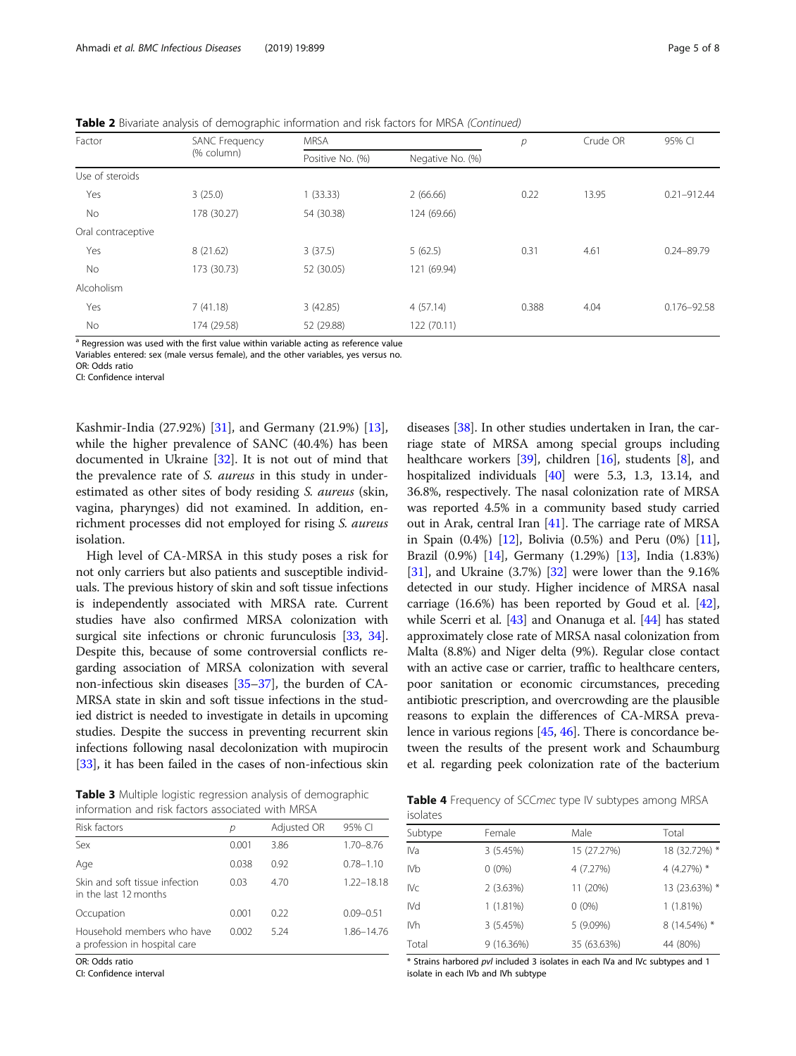**Table 2** Bivariate analysis of demographic information and risk factors for MRSA *(Continued)*

| Factor | SANC Frequency (% column) | MRSA | | *p* | Crude OR | 95% CI |
|---|---|---|---|---|---|---|
| | | Positive No. (%) | Negative No. (%) | | | |
| Use of steroids | | | | | | |
| Yes | 3 (25.0) | 1 (33.33) | 2 (66.66) | 0.22 | 13.95 | 0.21–912.44 |
| No | 178 (30.27) | 54 (30.38) | 124 (69.66) | | | |
| Oral contraceptive | | | | | | |
| Yes | 8 (21.62) | 3 (37.5) | 5 (62.5) | 0.31 | 4.61 | 0.24–89.79 |
| No | 173 (30.73) | 52 (30.05) | 121 (69.94) | | | |
| Alcoholism | | | | | | |
| Yes | 7 (41.18) | 3 (42.85) | 4 (57.14) | 0.388 | 4.04 | 0.176–92.58 |
| No | 174 (29.58) | 52 (29.88) | 122 (70.11) | | | |

[a] Regression was used with the first value within variable acting as reference value
Variables entered: sex (male versus female), and the other variables, yes versus no.
OR: Odds ratio
CI: Confidence interval

Kashmir-India (27.92%) [31], and Germany (21.9%) [13], while the higher prevalence of SANC (40.4%) has been documented in Ukraine [32]. It is not out of mind that the prevalence rate of *S. aureus* in this study in underestimated as other sites of body residing *S. aureus* (skin, vagina, pharynges) did not examined. In addition, enrichment processes did not employed for rising *S. aureus* isolation.

High level of CA-MRSA in this study poses a risk for not only carriers but also patients and susceptible individuals. The previous history of skin and soft tissue infections is independently associated with MRSA rate. Current studies have also confirmed MRSA colonization with surgical site infections or chronic furunculosis [33, 34]. Despite this, because of some controversial conflicts regarding association of MRSA colonization with several non-infectious skin diseases [35–37], the burden of CA-MRSA state in skin and soft tissue infections in the studied district is needed to investigate in details in upcoming studies. Despite the success in preventing recurrent skin infections following nasal decolonization with mupirocin [33], it has been failed in the cases of non-infectious skin diseases [38]. In other studies undertaken in Iran, the carriage state of MRSA among special groups including healthcare workers [39], children [16], students [8], and hospitalized individuals [40] were 5.3, 1.3, 13.14, and 36.8%, respectively. The nasal colonization rate of MRSA was reported 4.5% in a community based study carried out in Arak, central Iran [41]. The carriage rate of MRSA in Spain (0.4%) [12], Bolivia (0.5%) and Peru (0%) [11], Brazil (0.9%) [14], Germany (1.29%) [13], India (1.83%) [31], and Ukraine (3.7%) [32] were lower than the 9.16% detected in our study. Higher incidence of MRSA nasal carriage (16.6%) has been reported by Goud et al. [42], while Scerri et al. [43] and Onanuga et al. [44] has stated approximately close rate of MRSA nasal colonization from Malta (8.8%) and Niger delta (9%). Regular close contact with an active case or carrier, traffic to healthcare centers, poor sanitation or economic circumstances, preceding antibiotic prescription, and overcrowding are the plausible reasons to explain the differences of CA-MRSA prevalence in various regions [45, 46]. There is concordance between the results of the present work and Schaumburg et al. regarding peek colonization rate of the bacterium

**Table 3** Multiple logistic regression analysis of demographic information and risk factors associated with MRSA

| Risk factors | *p* | Adjusted OR | 95% CI |
|---|---|---|---|
| Sex | 0.001 | 3.86 | 1.70–8.76 |
| Age | 0.038 | 0.92 | 0.78–1.10 |
| Skin and soft tissue infection in the last 12 months | 0.03 | 4.70 | 1.22–18.18 |
| Occupation | 0.001 | 0.22 | 0.09–0.51 |
| Household members who have a profession in hospital care | 0.002 | 5.24 | 1.86–14.76 |

OR: Odds ratio
CI: Confidence interval

**Table 4** Frequency of SCC*mec* type IV subtypes among MRSA isolates

| Subtype | Female | Male | Total |
|---|---|---|---|
| IVa | 3 (5.45%) | 15 (27.27%) | 18 (32.72%) * |
| IVb | 0 (0%) | 4 (7.27%) | 4 (4.27%) * |
| IVc | 2 (3.63%) | 11 (20%) | 13 (23.63%) * |
| IVd | 1 (1.81%) | 0 (0%) | 1 (1.81%) |
| IVh | 3 (5.45%) | 5 (9.09%) | 8 (14.54%) * |
| Total | 9 (16.36%) | 35 (63.63%) | 44 (80%) |

* Strains harbored *pvl* included 3 isolates in each IVa and IVc subtypes and 1 isolate in each IVb and IVh subtype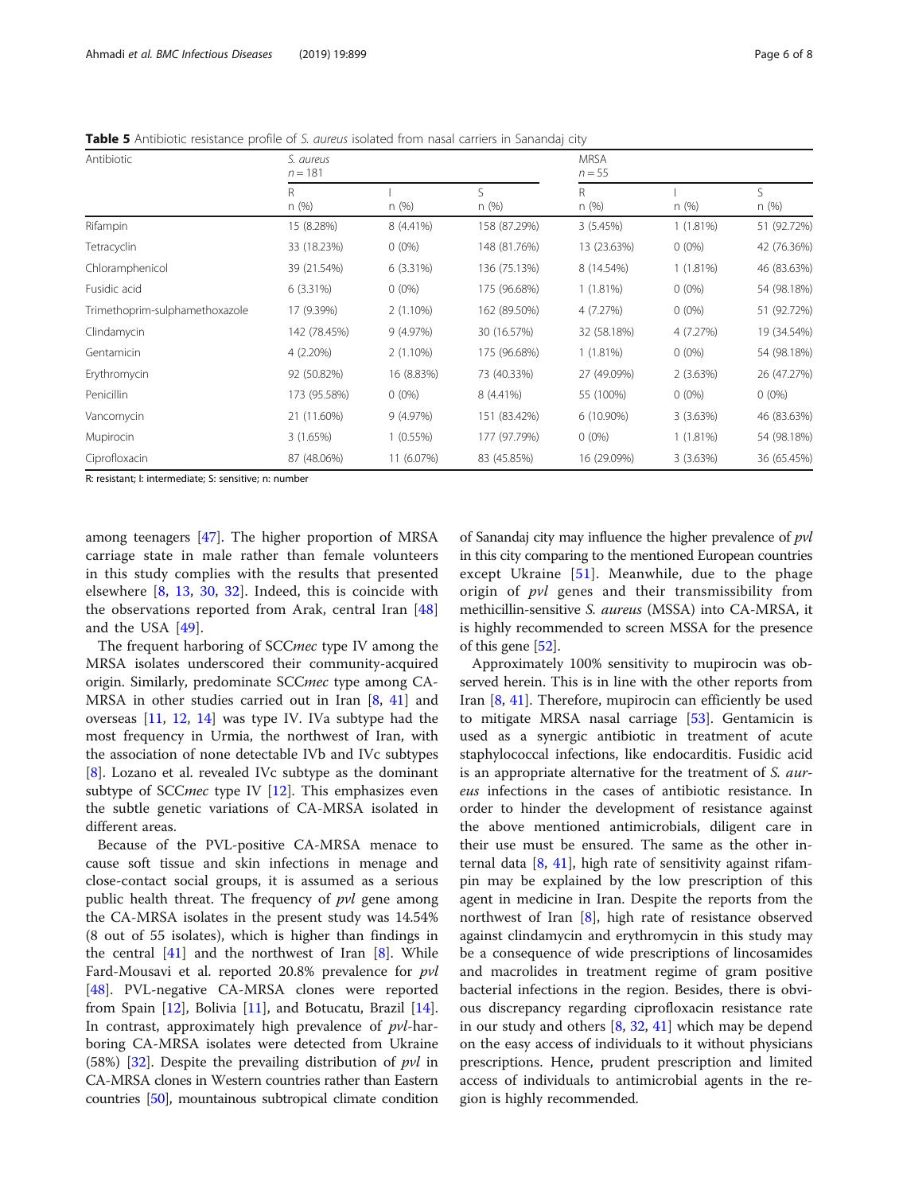**Table 5** Antibiotic resistance profile of *S. aureus* isolated from nasal carriers in Sanandaj city

| Antibiotic | *S. aureus* n = 181 | | | MRSA n = 55 | | |
|---|---|---|---|---|---|---|
| | R n (%) | I n (%) | S n (%) | R n (%) | I n (%) | S n (%) |
| Rifampin | 15 (8.28%) | 8 (4.41%) | 158 (87.29%) | 3 (5.45%) | 1 (1.81%) | 51 (92.72%) |
| Tetracyclin | 33 (18.23%) | 0 (0%) | 148 (81.76%) | 13 (23.63%) | 0 (0%) | 42 (76.36%) |
| Chloramphenicol | 39 (21.54%) | 6 (3.31%) | 136 (75.13%) | 8 (14.54%) | 1 (1.81%) | 46 (83.63%) |
| Fusidic acid | 6 (3.31%) | 0 (0%) | 175 (96.68%) | 1 (1.81%) | 0 (0%) | 54 (98.18%) |
| Trimethoprim-sulphamethoxazole | 17 (9.39%) | 2 (1.10%) | 162 (89.50%) | 4 (7.27%) | 0 (0%) | 51 (92.72%) |
| Clindamycin | 142 (78.45%) | 9 (4.97%) | 30 (16.57%) | 32 (58.18%) | 4 (7.27%) | 19 (34.54%) |
| Gentamicin | 4 (2.20%) | 2 (1.10%) | 175 (96.68%) | 1 (1.81%) | 0 (0%) | 54 (98.18%) |
| Erythromycin | 92 (50.82%) | 16 (8.83%) | 73 (40.33%) | 27 (49.09%) | 2 (3.63%) | 26 (47.27%) |
| Penicillin | 173 (95.58%) | 0 (0%) | 8 (4.41%) | 55 (100%) | 0 (0%) | 0 (0%) |
| Vancomycin | 21 (11.60%) | 9 (4.97%) | 151 (83.42%) | 6 (10.90%) | 3 (3.63%) | 46 (83.63%) |
| Mupirocin | 3 (1.65%) | 1 (0.55%) | 177 (97.79%) | 0 (0%) | 1 (1.81%) | 54 (98.18%) |
| Ciprofloxacin | 87 (48.06%) | 11 (6.07%) | 83 (45.85%) | 16 (29.09%) | 3 (3.63%) | 36 (65.45%) |

R: resistant; I: intermediate; S: sensitive; n: number

among teenagers [47]. The higher proportion of MRSA carriage state in male rather than female volunteers in this study complies with the results that presented elsewhere [8, 13, 30, 32]. Indeed, this is coincide with the observations reported from Arak, central Iran [48] and the USA [49].

The frequent harboring of SCC*mec* type IV among the MRSA isolates underscored their community-acquired origin. Similarly, predominate SCC*mec* type among CA-MRSA in other studies carried out in Iran [8, 41] and overseas [11, 12, 14] was type IV. IVa subtype had the most frequency in Urmia, the northwest of Iran, with the association of none detectable IVb and IVc subtypes [8]. Lozano et al. revealed IVc subtype as the dominant subtype of SCC*mec* type IV [12]. This emphasizes even the subtle genetic variations of CA-MRSA isolated in different areas.

Because of the PVL-positive CA-MRSA menace to cause soft tissue and skin infections in menage and close-contact social groups, it is assumed as a serious public health threat. The frequency of *pvl* gene among the CA-MRSA isolates in the present study was 14.54% (8 out of 55 isolates), which is higher than findings in the central [41] and the northwest of Iran [8]. While Fard-Mousavi et al. reported 20.8% prevalence for *pvl* [48]. PVL-negative CA-MRSA clones were reported from Spain [12], Bolivia [11], and Botucatu, Brazil [14]. In contrast, approximately high prevalence of *pvl*-harboring CA-MRSA isolates were detected from Ukraine (58%) [32]. Despite the prevailing distribution of *pvl* in CA-MRSA clones in Western countries rather than Eastern countries [50], mountainous subtropical climate condition of Sanandaj city may influence the higher prevalence of *pvl* in this city comparing to the mentioned European countries except Ukraine [51]. Meanwhile, due to the phage origin of *pvl* genes and their transmissibility from methicillin-sensitive *S. aureus* (MSSA) into CA-MRSA, it is highly recommended to screen MSSA for the presence of this gene [52].

Approximately 100% sensitivity to mupirocin was observed herein. This is in line with the other reports from Iran [8, 41]. Therefore, mupirocin can efficiently be used to mitigate MRSA nasal carriage [53]. Gentamicin is used as a synergic antibiotic in treatment of acute staphylococcal infections, like endocarditis. Fusidic acid is an appropriate alternative for the treatment of *S. aureus* infections in the cases of antibiotic resistance. In order to hinder the development of resistance against the above mentioned antimicrobials, diligent care in their use must be ensured. The same as the other internal data [8, 41], high rate of sensitivity against rifampin may be explained by the low prescription of this agent in medicine in Iran. Despite the reports from the northwest of Iran [8], high rate of resistance observed against clindamycin and erythromycin in this study may be a consequence of wide prescriptions of lincosamides and macrolides in treatment regime of gram positive bacterial infections in the region. Besides, there is obvious discrepancy regarding ciprofloxacin resistance rate in our study and others [8, 32, 41] which may be depend on the easy access of individuals to it without physicians prescriptions. Hence, prudent prescription and limited access of individuals to antimicrobial agents in the region is highly recommended.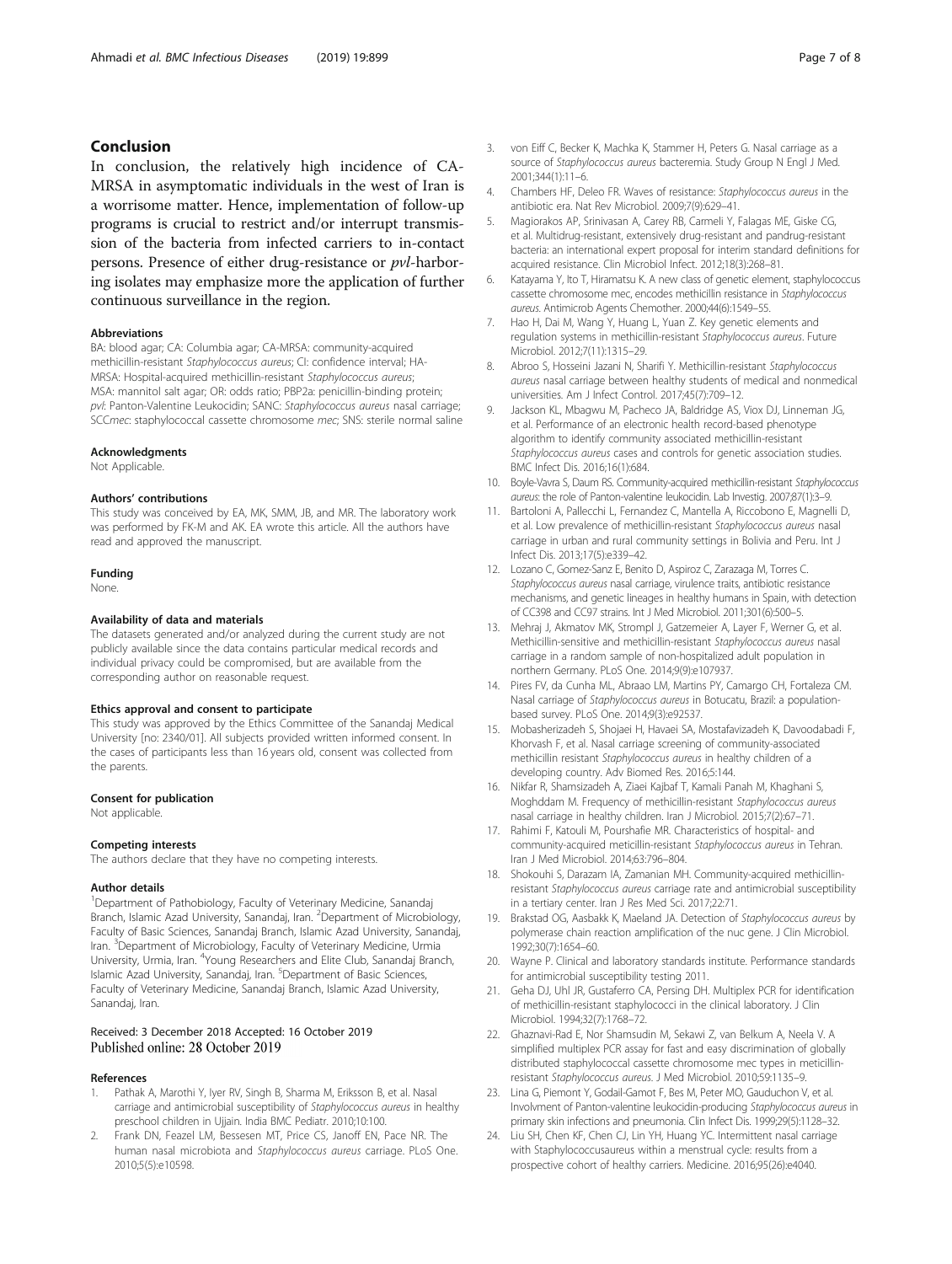## Conclusion

In conclusion, the relatively high incidence of CA-MRSA in asymptomatic individuals in the west of Iran is a worrisome matter. Hence, implementation of follow-up programs is crucial to restrict and/or interrupt transmission of the bacteria from infected carriers to in-contact persons. Presence of either drug-resistance or *pvl*-harboring isolates may emphasize more the application of further continuous surveillance in the region.

#### Abbreviations

BA: blood agar; CA: Columbia agar; CA-MRSA: community-acquired methicillin-resistant *Staphylococcus aureus*; CI: confidence interval; HA-MRSA: Hospital-acquired methicillin-resistant *Staphylococcus aureus*; MSA: mannitol salt agar; OR: odds ratio; PBP2a: penicillin-binding protein; *pvl*: Panton-Valentine Leukocidin; SANC: *Staphylococcus aureus* nasal carriage; SCC*mec*: staphylococcal cassette chromosome *mec*; SNS: sterile normal saline

#### Acknowledgments

Not Applicable.

#### Authors' contributions

This study was conceived by EA, MK, SMM, JB, and MR. The laboratory work was performed by FK-M and AK. EA wrote this article. All the authors have read and approved the manuscript.

#### Funding

None.

#### Availability of data and materials

The datasets generated and/or analyzed during the current study are not publicly available since the data contains particular medical records and individual privacy could be compromised, but are available from the corresponding author on reasonable request.

#### Ethics approval and consent to participate

This study was approved by the Ethics Committee of the Sanandaj Medical University [no: 2340/01]. All subjects provided written informed consent. In the cases of participants less than 16 years old, consent was collected from the parents.

#### Consent for publication

Not applicable.

#### Competing interests

The authors declare that they have no competing interests.

#### Author details

[1]Department of Pathobiology, Faculty of Veterinary Medicine, Sanandaj Branch, Islamic Azad University, Sanandaj, Iran. [2]Department of Microbiology, Faculty of Basic Sciences, Sanandaj Branch, Islamic Azad University, Sanandaj, Iran. [3]Department of Microbiology, Faculty of Veterinary Medicine, Urmia University, Urmia, Iran. [4]Young Researchers and Elite Club, Sanandaj Branch, Islamic Azad University, Sanandaj, Iran. [5]Department of Basic Sciences, Faculty of Veterinary Medicine, Sanandaj Branch, Islamic Azad University, Sanandaj, Iran.

Received: 3 December 2018 Accepted: 16 October 2019
Published online: 28 October 2019

#### References

1. Pathak A, Marothi Y, Iyer RV, Singh B, Sharma M, Eriksson B, et al. Nasal carriage and antimicrobial susceptibility of *Staphylococcus aureus* in healthy preschool children in Ujjain. India BMC Pediatr. 2010;10:100.
2. Frank DN, Feazel LM, Bessesen MT, Price CS, Janoff EN, Pace NR. The human nasal microbiota and *Staphylococcus aureus* carriage. PLoS One. 2010;5(5):e10598.
3. von Eiff C, Becker K, Machka K, Stammer H, Peters G. Nasal carriage as a source of *Staphylococcus aureus* bacteremia. Study Group N Engl J Med. 2001;344(1):11–6.
4. Chambers HF, Deleo FR. Waves of resistance: *Staphylococcus aureus* in the antibiotic era. Nat Rev Microbiol. 2009;7(9):629–41.
5. Magiorakos AP, Srinivasan A, Carey RB, Carmeli Y, Falagas ME, Giske CG, et al. Multidrug-resistant, extensively drug-resistant and pandrug-resistant bacteria: an international expert proposal for interim standard definitions for acquired resistance. Clin Microbiol Infect. 2012;18(3):268–81.
6. Katayama Y, Ito T, Hiramatsu K. A new class of genetic element, staphylococcus cassette chromosome mec, encodes methicillin resistance in *Staphylococcus aureus*. Antimicrob Agents Chemother. 2000;44(6):1549–55.
7. Hao H, Dai M, Wang Y, Huang L, Yuan Z. Key genetic elements and regulation systems in methicillin-resistant *Staphylococcus aureus*. Future Microbiol. 2012;7(11):1315–29.
8. Abroo S, Hosseini Jazani N, Sharifi Y. Methicillin-resistant *Staphylococcus aureus* nasal carriage between healthy students of medical and nonmedical universities. Am J Infect Control. 2017;45(7):709–12.
9. Jackson KL, Mbagwu M, Pacheco JA, Baldridge AS, Viox DJ, Linneman JG, et al. Performance of an electronic health record-based phenotype algorithm to identify community associated methicillin-resistant *Staphylococcus aureus* cases and controls for genetic association studies. BMC Infect Dis. 2016;16(1):684.
10. Boyle-Vavra S, Daum RS. Community-acquired methicillin-resistant *Staphylococcus aureus*: the role of Panton-valentine leukocidin. Lab Investig. 2007;87(1):3–9.
11. Bartoloni A, Pallecchi L, Fernandez C, Mantella A, Riccobono E, Magnelli D, et al. Low prevalence of methicillin-resistant *Staphylococcus aureus* nasal carriage in urban and rural community settings in Bolivia and Peru. Int J Infect Dis. 2013;17(5):e339–42.
12. Lozano C, Gomez-Sanz E, Benito D, Aspiroz C, Zarazaga M, Torres C. *Staphylococcus aureus* nasal carriage, virulence traits, antibiotic resistance mechanisms, and genetic lineages in healthy humans in Spain, with detection of CC398 and CC97 strains. Int J Med Microbiol. 2011;301(6):500–5.
13. Mehraj J, Akmatov MK, Strompl J, Gatzemeier A, Layer F, Werner G, et al. Methicillin-sensitive and methicillin-resistant *Staphylococcus aureus* nasal carriage in a random sample of non-hospitalized adult population in northern Germany. PLoS One. 2014;9(9):e107937.
14. Pires FV, da Cunha ML, Abraao LM, Martins PY, Camargo CH, Fortaleza CM. Nasal carriage of *Staphylococcus aureus* in Botucatu, Brazil: a population-based survey. PLoS One. 2014;9(3):e92537.
15. Mobasherizadeh S, Shojaei H, Havaei SA, Mostafavizadeh K, Davoodabadi F, Khorvash F, et al. Nasal carriage screening of community-associated methicillin resistant *Staphylococcus aureus* in healthy children of a developing country. Adv Biomed Res. 2016;5:144.
16. Nikfar R, Shamsizadeh A, Ziaei Kajbaf T, Kamali Panah M, Khaghani S, Moghddam M. Frequency of methicillin-resistant *Staphylococcus aureus* nasal carriage in healthy children. Iran J Microbiol. 2015;7(2):67–71.
17. Rahimi F, Katouli M, Pourshafie MR. Characteristics of hospital- and community-acquired meticillin-resistant *Staphylococcus aureus* in Tehran. Iran J Med Microbiol. 2014;63:796–804.
18. Shokouhi S, Darazam IA, Zamanian MH. Community-acquired methicillin-resistant *Staphylococcus aureus* carriage rate and antimicrobial susceptibility in a tertiary center. Iran J Res Med Sci. 2017;22:71.
19. Brakstad OG, Aasbakk K, Maeland JA. Detection of *Staphylococcus aureus* by polymerase chain reaction amplification of the nuc gene. J Clin Microbiol. 1992;30(7):1654–60.
20. Wayne P. Clinical and laboratory standards institute. Performance standards for antimicrobial susceptibility testing 2011.
21. Geha DJ, Uhl JR, Gustaferro CA, Persing DH. Multiplex PCR for identification of methicillin-resistant staphylococci in the clinical laboratory. J Clin Microbiol. 1994;32(7):1768–72.
22. Ghaznavi-Rad E, Nor Shamsudin M, Sekawi Z, van Belkum A, Neela V. A simplified multiplex PCR assay for fast and easy discrimination of globally distributed staphylococcal cassette chromosome mec types in meticillin-resistant *Staphylococcus aureus*. J Med Microbiol. 2010;59:1135–9.
23. Lina G, Piemont Y, Godail-Gamot F, Bes M, Peter MO, Gauduchon V, et al. Involvment of Panton-valentine leukocidin-producing *Staphylococcus aureus* in primary skin infections and pneumonia. Clin Infect Dis. 1999;29(5):1128–32.
24. Liu SH, Chen KF, Chen CJ, Lin YH, Huang YC. Intermittent nasal carriage with Staphylococcusaureus within a menstrual cycle: results from a prospective cohort of healthy carriers. Medicine. 2016;95(26):e4040.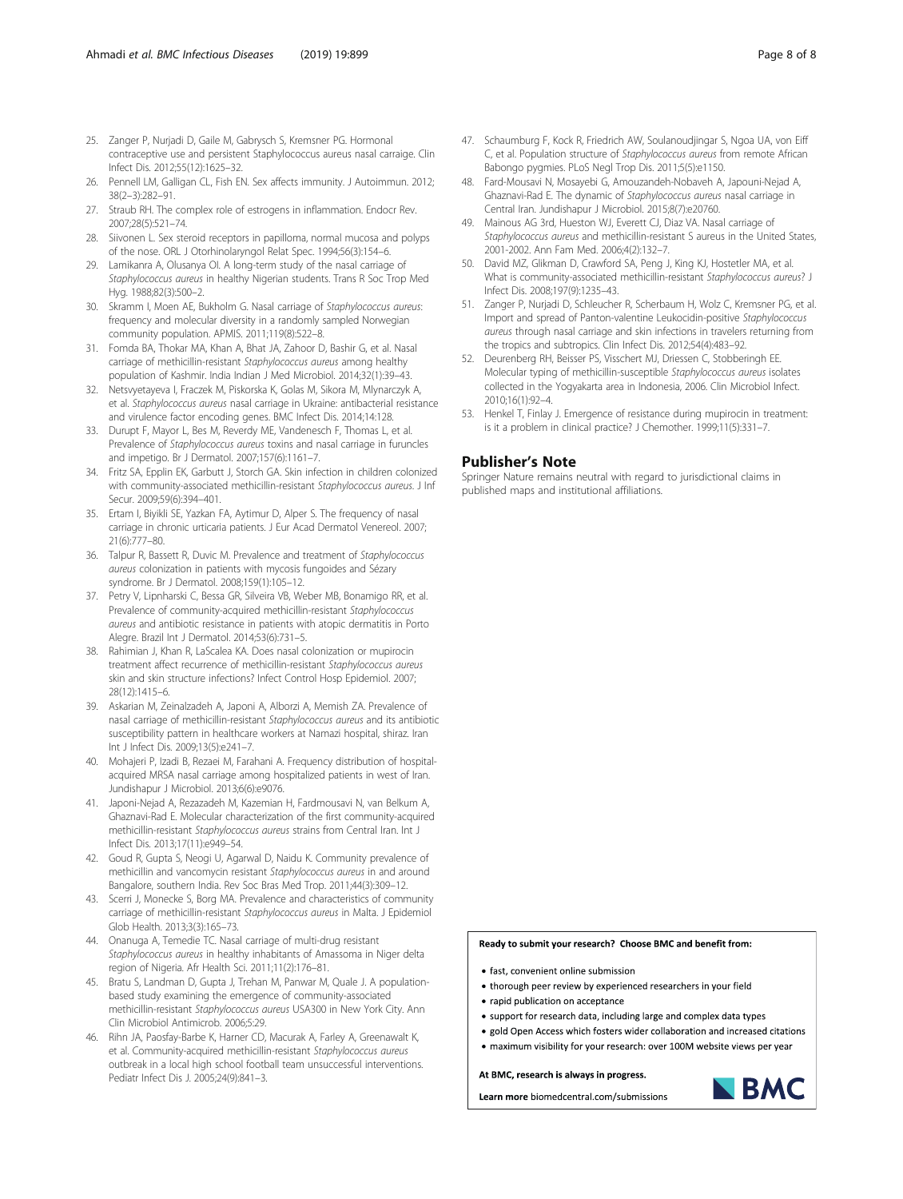25. Zanger P, Nurjadi D, Gaile M, Gabrysch S, Kremsner PG. Hormonal contraceptive use and persistent Staphylococcus aureus nasal carraige. Clin Infect Dis. 2012;55(12):1625–32.
26. Pennell LM, Galligan CL, Fish EN. Sex affects immunity. J Autoimmun. 2012; 38(2–3):282–91.
27. Straub RH. The complex role of estrogens in inflammation. Endocr Rev. 2007;28(5):521–74.
28. Siivonen L. Sex steroid receptors in papilloma, normal mucosa and polyps of the nose. ORL J Otorhinolaryngol Relat Spec. 1994;56(3):154–6.
29. Lamikanra A, Olusanya OI. A long-term study of the nasal carriage of *Staphylococcus aureus* in healthy Nigerian students. Trans R Soc Trop Med Hyg. 1988;82(3):500–2.
30. Skramm I, Moen AE, Bukholm G. Nasal carriage of *Staphylococcus aureus*: frequency and molecular diversity in a randomly sampled Norwegian community population. APMIS. 2011;119(8):522–8.
31. Fomda BA, Thokar MA, Khan A, Bhat JA, Zahoor D, Bashir G, et al. Nasal carriage of methicillin-resistant *Staphylococcus aureus* among healthy population of Kashmir. India Indian J Med Microbiol. 2014;32(1):39–43.
32. Netsvyetayeva I, Fraczek M, Piskorska K, Golas M, Sikora M, Mlynarczyk A, et al. *Staphylococcus aureus* nasal carriage in Ukraine: antibacterial resistance and virulence factor encoding genes. BMC Infect Dis. 2014;14:128.
33. Durupt F, Mayor L, Bes M, Reverdy ME, Vandenesch F, Thomas L, et al. Prevalence of *Staphylococcus aureus* toxins and nasal carriage in furuncles and impetigo. Br J Dermatol. 2007;157(6):1161–7.
34. Fritz SA, Epplin EK, Garbutt J, Storch GA. Skin infection in children colonized with community-associated methicillin-resistant *Staphylococcus aureus*. J Inf Secur. 2009;59(6):394–401.
35. Ertam I, Biyikli SE, Yazkan FA, Aytimur D, Alper S. The frequency of nasal carriage in chronic urticaria patients. J Eur Acad Dermatol Venereol. 2007; 21(6):777–80.
36. Talpur R, Bassett R, Duvic M. Prevalence and treatment of *Staphylococcus aureus* colonization in patients with mycosis fungoides and Sézary syndrome. Br J Dermatol. 2008;159(1):105–12.
37. Petry V, Lipnharski C, Bessa GR, Silveira VB, Weber MB, Bonamigo RR, et al. Prevalence of community-acquired methicillin-resistant *Staphylococcus aureus* and antibiotic resistance in patients with atopic dermatitis in Porto Alegre. Brazil Int J Dermatol. 2014;53(6):731–5.
38. Rahimian J, Khan R, LaScalea KA. Does nasal colonization or mupirocin treatment affect recurrence of methicillin-resistant *Staphylococcus aureus* skin and skin structure infections? Infect Control Hosp Epidemiol. 2007; 28(12):1415–6.
39. Askarian M, Zeinalzadeh A, Japoni A, Alborzi A, Memish ZA. Prevalence of nasal carriage of methicillin-resistant *Staphylococcus aureus* and its antibiotic susceptibility pattern in healthcare workers at Namazi hospital, shiraz. Iran Int J Infect Dis. 2009;13(5):e241–7.
40. Mohajeri P, Izadi B, Rezaei M, Farahani A. Frequency distribution of hospital-acquired MRSA nasal carriage among hospitalized patients in west of Iran. Jundishapur J Microbiol. 2013;6(6):e9076.
41. Japoni-Nejad A, Rezazadeh M, Kazemian H, Fardmousavi N, van Belkum A, Ghaznavi-Rad E. Molecular characterization of the first community-acquired methicillin-resistant *Staphylococcus aureus* strains from Central Iran. Int J Infect Dis. 2013;17(11):e949–54.
42. Goud R, Gupta S, Neogi U, Agarwal D, Naidu K. Community prevalence of methicillin and vancomycin resistant *Staphylococcus aureus* in and around Bangalore, southern India. Rev Soc Bras Med Trop. 2011;44(3):309–12.
43. Scerri J, Monecke S, Borg MA. Prevalence and characteristics of community carriage of methicillin-resistant *Staphylococcus aureus* in Malta. J Epidemiol Glob Health. 2013;3(3):165–73.
44. Onanuga A, Temedie TC. Nasal carriage of multi-drug resistant *Staphylococcus aureus* in healthy inhabitants of Amassoma in Niger delta region of Nigeria. Afr Health Sci. 2011;11(2):176–81.
45. Bratu S, Landman D, Gupta J, Trehan M, Panwar M, Quale J. A population-based study examining the emergence of community-associated methicillin-resistant *Staphylococcus aureus* USA300 in New York City. Ann Clin Microbiol Antimicrob. 2006;5:29.
46. Rihn JA, Paosfay-Barbe K, Harner CD, Macurak A, Farley A, Greenawalt K, et al. Community-acquired methicillin-resistant *Staphylococcus aureus* outbreak in a local high school football team unsuccessful interventions. Pediatr Infect Dis J. 2005;24(9):841–3.
47. Schaumburg F, Kock R, Friedrich AW, Soulanoudjingar S, Ngoa UA, von Eiff C, et al. Population structure of *Staphylococcus aureus* from remote African Babongo pygmies. PLoS Negl Trop Dis. 2011;5(5):e1150.
48. Fard-Mousavi N, Mosayebi G, Amouzandeh-Nobaveh A, Japouni-Nejad A, Ghaznavi-Rad E. The dynamic of *Staphylococcus aureus* nasal carriage in Central Iran. Jundishapur J Microbiol. 2015;8(7):e20760.
49. Mainous AG 3rd, Hueston WJ, Everett CJ, Diaz VA. Nasal carriage of *Staphylococcus aureus* and methicillin-resistant S aureus in the United States, 2001-2002. Ann Fam Med. 2006;4(2):132–7.
50. David MZ, Glikman D, Crawford SA, Peng J, King KJ, Hostetler MA, et al. What is community-associated methicillin-resistant *Staphylococcus aureus*? J Infect Dis. 2008;197(9):1235–43.
51. Zanger P, Nurjadi D, Schleucher R, Scherbaum H, Wolz C, Kremsner PG, et al. Import and spread of Panton-valentine Leukocidin-positive *Staphylococcus aureus* through nasal carriage and skin infections in travelers returning from the tropics and subtropics. Clin Infect Dis. 2012;54(4):483–92.
52. Deurenberg RH, Beisser PS, Visschert MJ, Driessen C, Stobberingh EE. Molecular typing of methicillin-susceptible *Staphylococcus aureus* isolates collected in the Yogyakarta area in Indonesia, 2006. Clin Microbiol Infect. 2010;16(1):92–4.
53. Henkel T, Finlay J. Emergence of resistance during mupirocin in treatment: is it a problem in clinical practice? J Chemother. 1999;11(5):331–7.

## Publisher's Note

Springer Nature remains neutral with regard to jurisdictional claims in published maps and institutional affiliations.

**Ready to submit your research? Choose BMC and benefit from:**

- fast, convenient online submission
- thorough peer review by experienced researchers in your field
- rapid publication on acceptance
- support for research data, including large and complex data types
- gold Open Access which fosters wider collaboration and increased citations
- maximum visibility for your research: over 100M website views per year

**At BMC, research is always in progress.**

**Learn more** biomedcentral.com/submissions